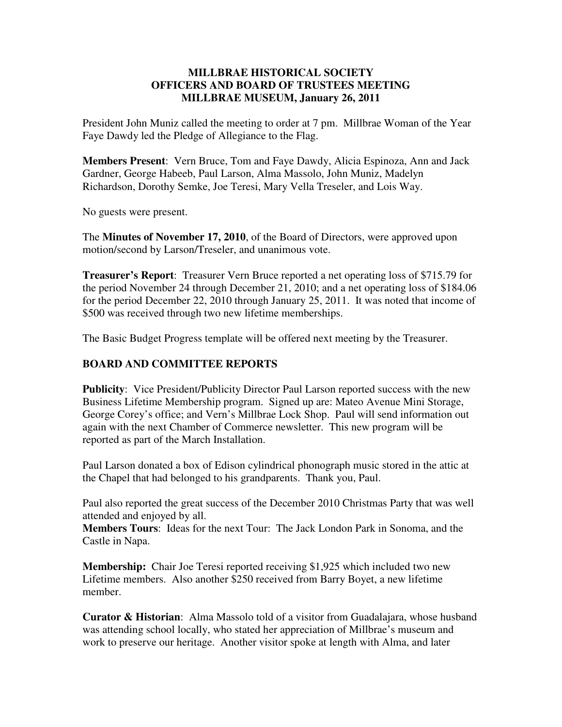# MILLBRAE HISTORICAL SOCIETY
## OFFICERS AND BOARD OF TRUSTEES MEETING
## MILLBRAE MUSEUM, January 26, 2011

President John Muniz called the meeting to order at 7 pm. Millbrae Woman of the Year Faye Dawdy led the Pledge of Allegiance to the Flag.

**Members Present**: Vern Bruce, Tom and Faye Dawdy, Alicia Espinoza, Ann and Jack Gardner, George Habeeb, Paul Larson, Alma Massolo, John Muniz, Madelyn Richardson, Dorothy Semke, Joe Teresi, Mary Vella Treseler, and Lois Way.

No guests were present.

The **Minutes of November 17, 2010**, of the Board of Directors, were approved upon motion/second by Larson/Treseler, and unanimous vote.

**Treasurer's Report**: Treasurer Vern Bruce reported a net operating loss of $715.79 for the period November 24 through December 21, 2010; and a net operating loss of $184.06 for the period December 22, 2010 through January 25, 2011. It was noted that income of $500 was received through two new lifetime memberships.

The Basic Budget Progress template will be offered next meeting by the Treasurer.

## BOARD AND COMMITTEE REPORTS

**Publicity**: Vice President/Publicity Director Paul Larson reported success with the new Business Lifetime Membership program. Signed up are: Mateo Avenue Mini Storage, George Corey's office; and Vern's Millbrae Lock Shop. Paul will send information out again with the next Chamber of Commerce newsletter. This new program will be reported as part of the March Installation.

Paul Larson donated a box of Edison cylindrical phonograph music stored in the attic at the Chapel that had belonged to his grandparents. Thank you, Paul.

Paul also reported the great success of the December 2010 Christmas Party that was well attended and enjoyed by all.

**Members Tours**: Ideas for the next Tour: The Jack London Park in Sonoma, and the Castle in Napa.

**Membership:** Chair Joe Teresi reported receiving $1,925 which included two new Lifetime members. Also another $250 received from Barry Boyet, a new lifetime member.

**Curator & Historian**: Alma Massolo told of a visitor from Guadalajara, whose husband was attending school locally, who stated her appreciation of Millbrae's museum and work to preserve our heritage. Another visitor spoke at length with Alma, and later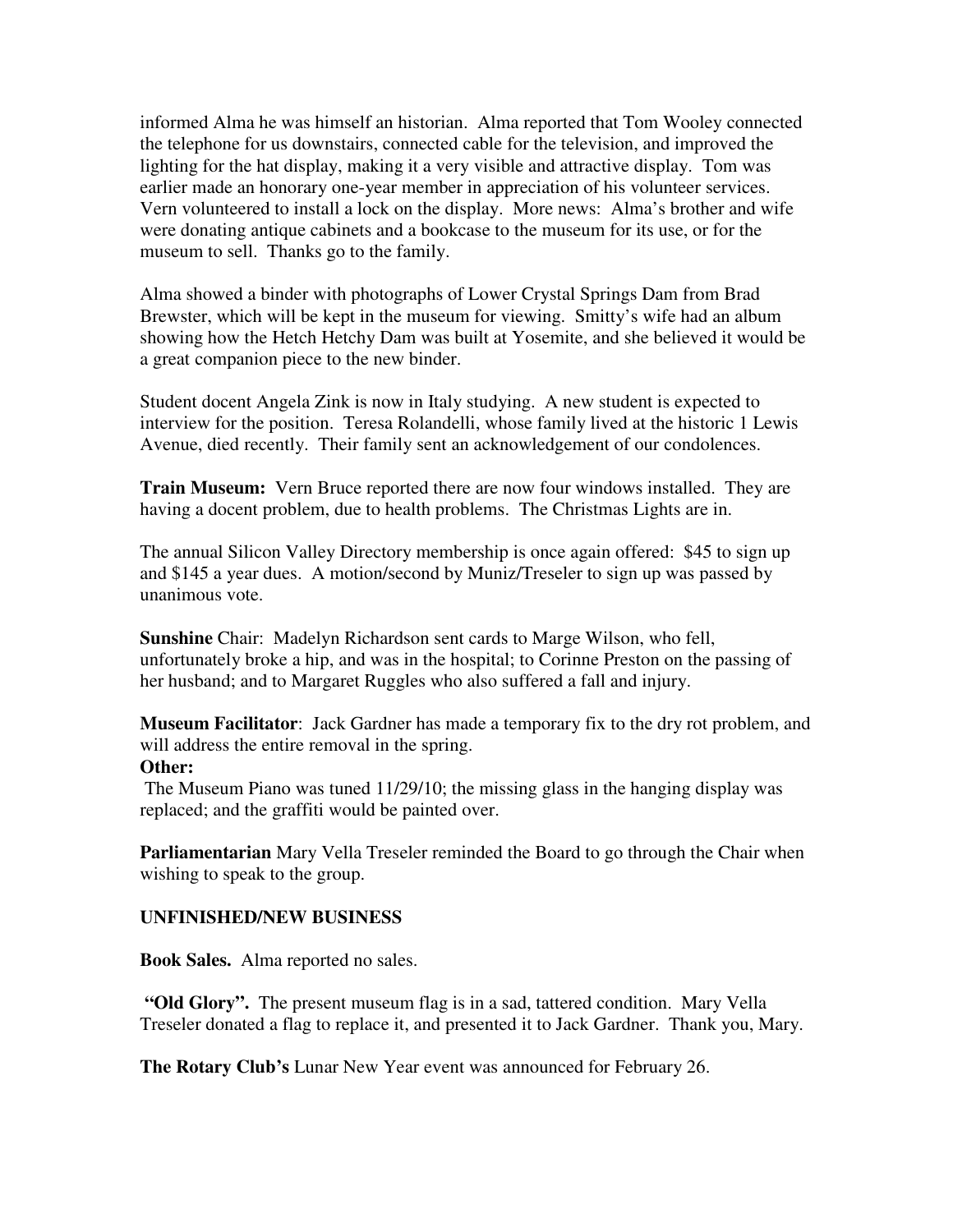informed Alma he was himself an historian. Alma reported that Tom Wooley connected the telephone for us downstairs, connected cable for the television, and improved the lighting for the hat display, making it a very visible and attractive display. Tom was earlier made an honorary one-year member in appreciation of his volunteer services. Vern volunteered to install a lock on the display. More news: Alma's brother and wife were donating antique cabinets and a bookcase to the museum for its use, or for the museum to sell. Thanks go to the family.

Alma showed a binder with photographs of Lower Crystal Springs Dam from Brad Brewster, which will be kept in the museum for viewing. Smitty's wife had an album showing how the Hetch Hetchy Dam was built at Yosemite, and she believed it would be a great companion piece to the new binder.

Student docent Angela Zink is now in Italy studying. A new student is expected to interview for the position. Teresa Rolandelli, whose family lived at the historic 1 Lewis Avenue, died recently. Their family sent an acknowledgement of our condolences.

**Train Museum:** Vern Bruce reported there are now four windows installed. They are having a docent problem, due to health problems. The Christmas Lights are in.

The annual Silicon Valley Directory membership is once again offered: $45 to sign up and $145 a year dues. A motion/second by Muniz/Treseler to sign up was passed by unanimous vote.

**Sunshine** Chair: Madelyn Richardson sent cards to Marge Wilson, who fell, unfortunately broke a hip, and was in the hospital; to Corinne Preston on the passing of her husband; and to Margaret Ruggles who also suffered a fall and injury.

**Museum Facilitator**: Jack Gardner has made a temporary fix to the dry rot problem, and will address the entire removal in the spring.

**Other:**

The Museum Piano was tuned 11/29/10; the missing glass in the hanging display was replaced; and the graffiti would be painted over.

**Parliamentarian** Mary Vella Treseler reminded the Board to go through the Chair when wishing to speak to the group.

**UNFINISHED/NEW BUSINESS**

**Book Sales.** Alma reported no sales.

**"Old Glory".** The present museum flag is in a sad, tattered condition. Mary Vella Treseler donated a flag to replace it, and presented it to Jack Gardner. Thank you, Mary.

**The Rotary Club's** Lunar New Year event was announced for February 26.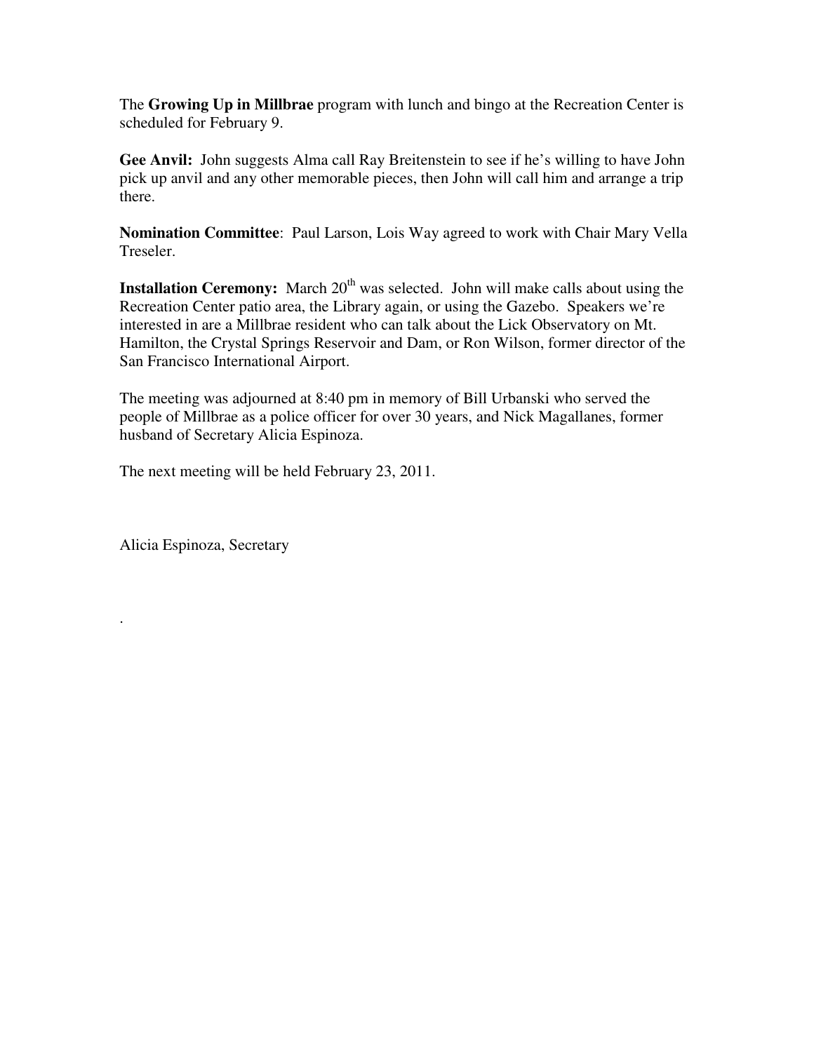The **Growing Up in Millbrae** program with lunch and bingo at the Recreation Center is scheduled for February 9.

**Gee Anvil:** John suggests Alma call Ray Breitenstein to see if he's willing to have John pick up anvil and any other memorable pieces, then John will call him and arrange a trip there.

**Nomination Committee**: Paul Larson, Lois Way agreed to work with Chair Mary Vella Treseler.

**Installation Ceremony:** March 20th was selected. John will make calls about using the Recreation Center patio area, the Library again, or using the Gazebo. Speakers we're interested in are a Millbrae resident who can talk about the Lick Observatory on Mt. Hamilton, the Crystal Springs Reservoir and Dam, or Ron Wilson, former director of the San Francisco International Airport.

The meeting was adjourned at 8:40 pm in memory of Bill Urbanski who served the people of Millbrae as a police officer for over 30 years, and Nick Magallanes, former husband of Secretary Alicia Espinoza.

The next meeting will be held February 23, 2011.

Alicia Espinoza, Secretary

.